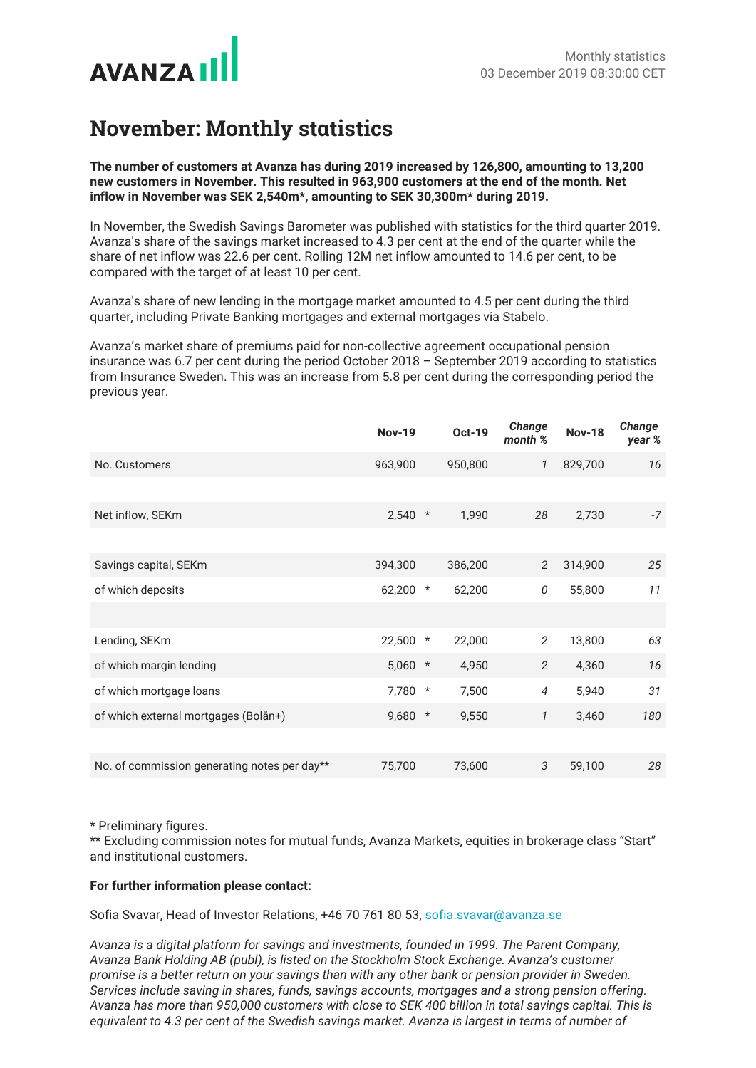Monthly statistics
03 December 2019 08:30:00 CET

# November: Monthly statistics

**The number of customers at Avanza has during 2019 increased by 126,800, amounting to 13,200 new customers in November. This resulted in 963,900 customers at the end of the month. Net inflow in November was SEK 2,540m*, amounting to SEK 30,300m* during 2019.**

In November, the Swedish Savings Barometer was published with statistics for the third quarter 2019. Avanza's share of the savings market increased to 4.3 per cent at the end of the quarter while the share of net inflow was 22.6 per cent. Rolling 12M net inflow amounted to 14.6 per cent, to be compared with the target of at least 10 per cent.

Avanza's share of new lending in the mortgage market amounted to 4.5 per cent during the third quarter, including Private Banking mortgages and external mortgages via Stabelo.

Avanza's market share of premiums paid for non-collective agreement occupational pension insurance was 6.7 per cent during the period October 2018 – September 2019 according to statistics from Insurance Sweden. This was an increase from 5.8 per cent during the corresponding period the previous year.

| | Nov-19 | | Oct-19 | *Change month %* | Nov-18 | *Change year %* |
|---|---|---|---|---|---|---|
| No. Customers | 963,900 | | 950,800 | *1* | 829,700 | *16* |
| | | | | | | |
| Net inflow, SEKm | 2,540 | * | 1,990 | *28* | 2,730 | *-7* |
| | | | | | | |
| Savings capital, SEKm | 394,300 | | 386,200 | *2* | 314,900 | *25* |
| of which deposits | 62,200 | * | 62,200 | *0* | 55,800 | *11* |
| | | | | | | |
| Lending, SEKm | 22,500 | * | 22,000 | *2* | 13,800 | *63* |
| of which margin lending | 5,060 | * | 4,950 | *2* | 4,360 | *16* |
| of which mortgage loans | 7,780 | * | 7,500 | *4* | 5,940 | *31* |
| of which external mortgages (Bolån+) | 9,680 | * | 9,550 | *1* | 3,460 | *180* |
| | | | | | | |
| No. of commission generating notes per day** | 75,700 | | 73,600 | *3* | 59,100 | *28* |

* Preliminary figures.
** Excluding commission notes for mutual funds, Avanza Markets, equities in brokerage class "Start" and institutional customers.

**For further information please contact:**

Sofia Svavar, Head of Investor Relations, +46 70 761 80 53, sofia.svavar@avanza.se

*Avanza is a digital platform for savings and investments, founded in 1999. The Parent Company, Avanza Bank Holding AB (publ), is listed on the Stockholm Stock Exchange. Avanza's customer promise is a better return on your savings than with any other bank or pension provider in Sweden. Services include saving in shares, funds, savings accounts, mortgages and a strong pension offering. Avanza has more than 950,000 customers with close to SEK 400 billion in total savings capital. This is equivalent to 4.3 per cent of the Swedish savings market. Avanza is largest in terms of number of*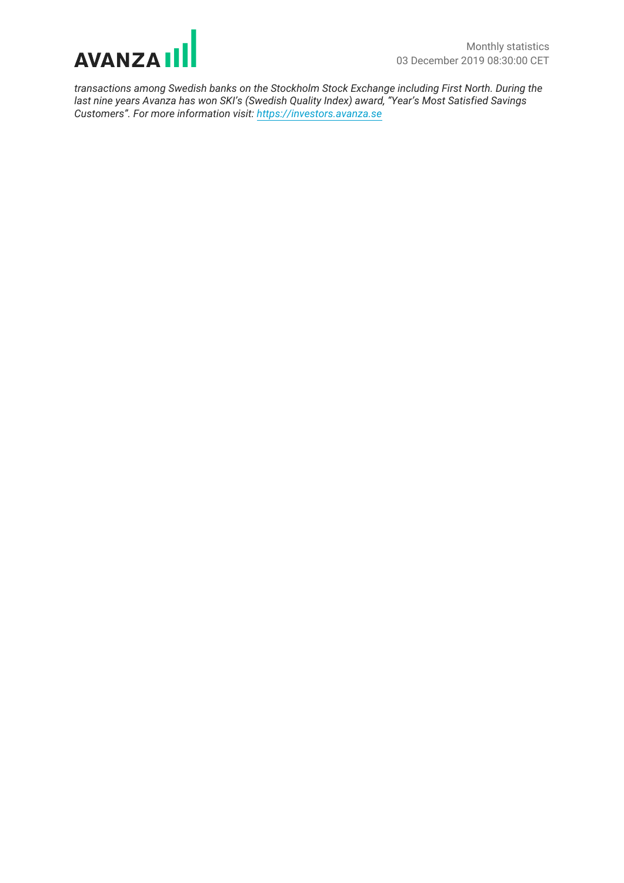*transactions among Swedish banks on the Stockholm Stock Exchange including First North. During the last nine years Avanza has won SKI's (Swedish Quality Index) award, "Year's Most Satisfied Savings Customers". For more information visit: [https://investors.avanza.se](https://investors.avanza.se)*